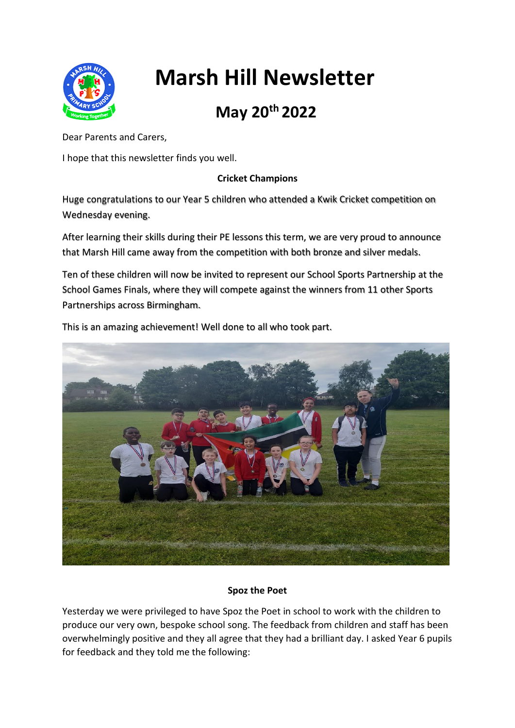# Marsh Hill Newsletter

## May 20th 2022

Dear Parents and Carers,

I hope that this newsletter finds you well.

**Cricket Champions**

Huge congratulations to our Year 5 children who attended a Kwik Cricket competition on Wednesday evening.

After learning their skills during their PE lessons this term, we are very proud to announce that Marsh Hill came away from the competition with both bronze and silver medals.

Ten of these children will now be invited to represent our School Sports Partnership at the School Games Finals, where they will compete against the winners from 11 other Sports Partnerships across Birmingham.

This is an amazing achievement! Well done to all who took part.

**Spoz the Poet**

Yesterday we were privileged to have Spoz the Poet in school to work with the children to produce our very own, bespoke school song. The feedback from children and staff has been overwhelmingly positive and they all agree that they had a brilliant day. I asked Year 6 pupils for feedback and they told me the following: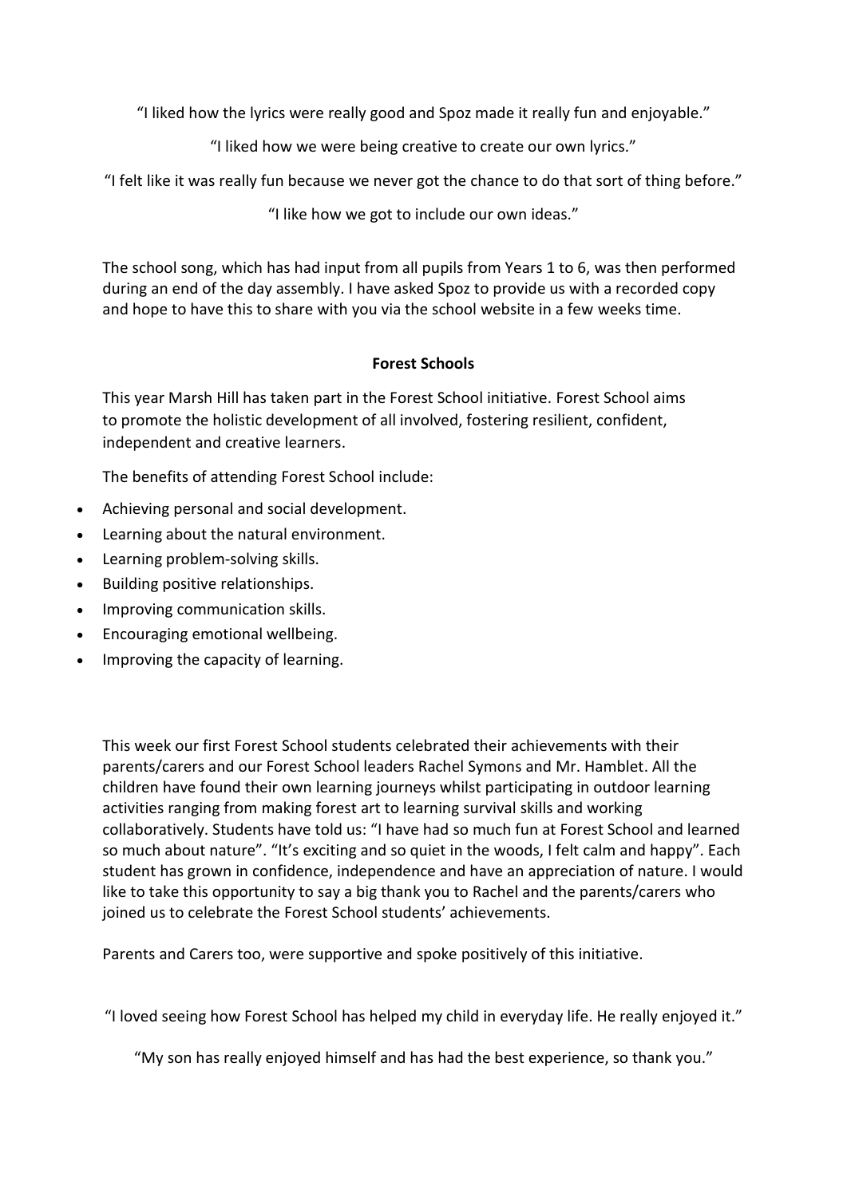"I liked how the lyrics were really good and Spoz made it really fun and enjoyable."

"I liked how we were being creative to create our own lyrics."

"I felt like it was really fun because we never got the chance to do that sort of thing before."

"I like how we got to include our own ideas."

The school song, which has had input from all pupils from Years 1 to 6, was then performed during an end of the day assembly. I have asked Spoz to provide us with a recorded copy and hope to have this to share with you via the school website in a few weeks time.

**Forest Schools**

This year Marsh Hill has taken part in the Forest School initiative. Forest School aims to promote the holistic development of all involved, fostering resilient, confident, independent and creative learners.

The benefits of attending Forest School include:

- Achieving personal and social development.
- Learning about the natural environment.
- Learning problem-solving skills.
- Building positive relationships.
- Improving communication skills.
- Encouraging emotional wellbeing.
- Improving the capacity of learning.

This week our first Forest School students celebrated their achievements with their parents/carers and our Forest School leaders Rachel Symons and Mr. Hamblet. All the children have found their own learning journeys whilst participating in outdoor learning activities ranging from making forest art to learning survival skills and working collaboratively. Students have told us: "I have had so much fun at Forest School and learned so much about nature". "It's exciting and so quiet in the woods, I felt calm and happy". Each student has grown in confidence, independence and have an appreciation of nature. I would like to take this opportunity to say a big thank you to Rachel and the parents/carers who joined us to celebrate the Forest School students' achievements.

Parents and Carers too, were supportive and spoke positively of this initiative.

"I loved seeing how Forest School has helped my child in everyday life. He really enjoyed it."

"My son has really enjoyed himself and has had the best experience, so thank you."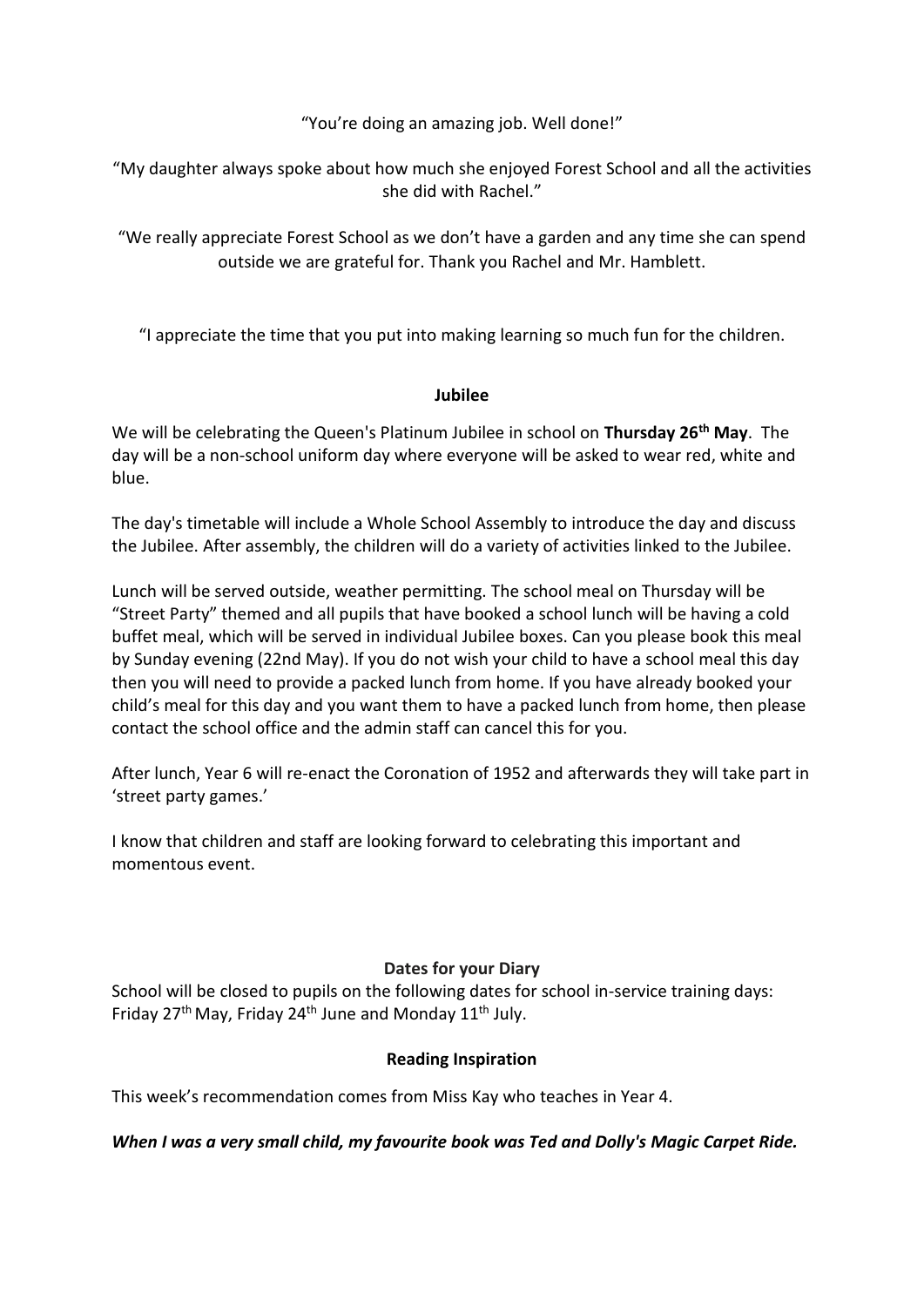"You're doing an amazing job. Well done!"

"My daughter always spoke about how much she enjoyed Forest School and all the activities she did with Rachel."

"We really appreciate Forest School as we don't have a garden and any time she can spend outside we are grateful for. Thank you Rachel and Mr. Hamblett.

"I appreciate the time that you put into making learning so much fun for the children.

## Jubilee

We will be celebrating the Queen's Platinum Jubilee in school on **Thursday 26th May**. The day will be a non-school uniform day where everyone will be asked to wear red, white and blue.

The day's timetable will include a Whole School Assembly to introduce the day and discuss the Jubilee. After assembly, the children will do a variety of activities linked to the Jubilee.

Lunch will be served outside, weather permitting. The school meal on Thursday will be "Street Party" themed and all pupils that have booked a school lunch will be having a cold buffet meal, which will be served in individual Jubilee boxes. Can you please book this meal by Sunday evening (22nd May). If you do not wish your child to have a school meal this day then you will need to provide a packed lunch from home. If you have already booked your child's meal for this day and you want them to have a packed lunch from home, then please contact the school office and the admin staff can cancel this for you.

After lunch, Year 6 will re-enact the Coronation of 1952 and afterwards they will take part in 'street party games.'

I know that children and staff are looking forward to celebrating this important and momentous event.

## Dates for your Diary

School will be closed to pupils on the following dates for school in-service training days: Friday 27th May, Friday 24th June and Monday 11th July.

## Reading Inspiration

This week's recommendation comes from Miss Kay who teaches in Year 4.

***When I was a very small child, my favourite book was Ted and Dolly's Magic Carpet Ride.***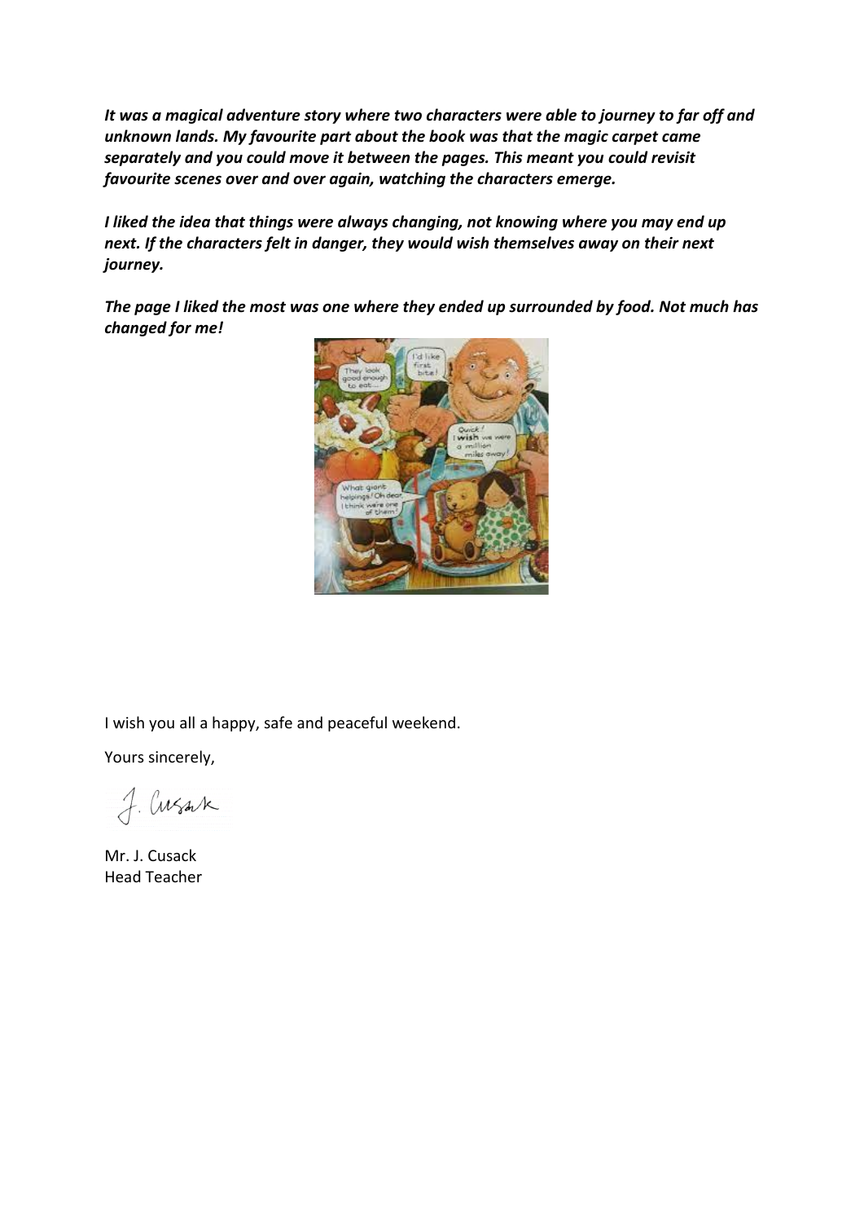***It was a magical adventure story where two characters were able to journey to far off and unknown lands. My favourite part about the book was that the magic carpet came separately and you could move it between the pages. This meant you could revisit favourite scenes over and over again, watching the characters emerge.***

***I liked the idea that things were always changing, not knowing where you may end up next. If the characters felt in danger, they would wish themselves away on their next journey.***

***The page I liked the most was one where they ended up surrounded by food. Not much has changed for me!***

I wish you all a happy, safe and peaceful weekend.

Yours sincerely,

J. Cusack

Mr. J. Cusack
Head Teacher